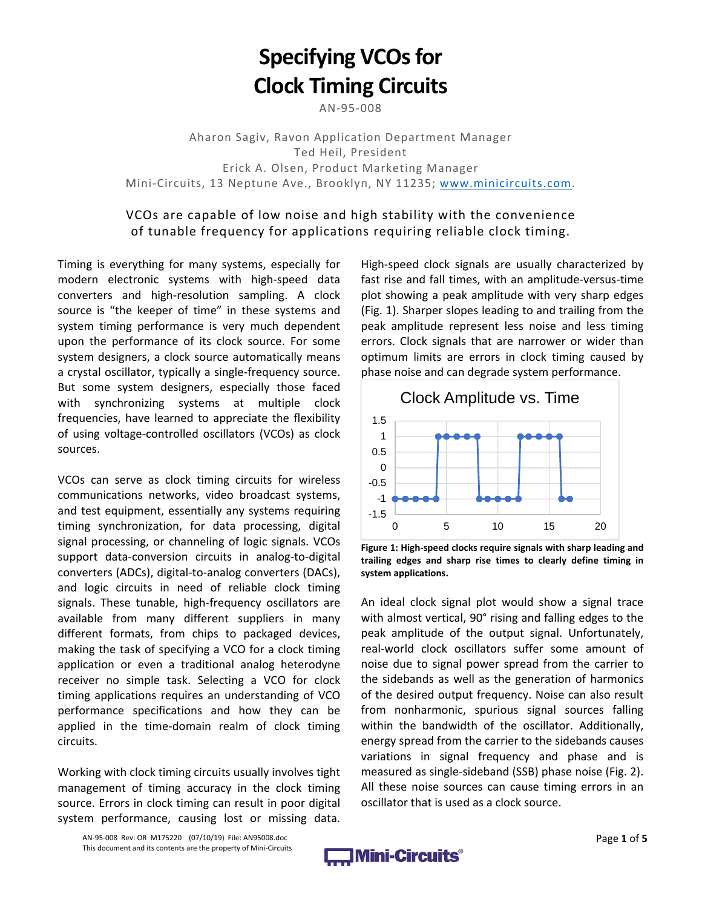# Specifying VCOs for Clock Timing Circuits

AN-95-008

Aharon Sagiv, Ravon Application Department Manager
Ted Heil, President
Erick A. Olsen, Product Marketing Manager
Mini-Circuits, 13 Neptune Ave., Brooklyn, NY 11235; www.minicircuits.com.

VCOs are capable of low noise and high stability with the convenience of tunable frequency for applications requiring reliable clock timing.

Timing is everything for many systems, especially for modern electronic systems with high-speed data converters and high-resolution sampling. A clock source is "the keeper of time" in these systems and system timing performance is very much dependent upon the performance of its clock source. For some system designers, a clock source automatically means a crystal oscillator, typically a single-frequency source. But some system designers, especially those faced with synchronizing systems at multiple clock frequencies, have learned to appreciate the flexibility of using voltage-controlled oscillators (VCOs) as clock sources.

VCOs can serve as clock timing circuits for wireless communications networks, video broadcast systems, and test equipment, essentially any systems requiring timing synchronization, for data processing, digital signal processing, or channeling of logic signals. VCOs support data-conversion circuits in analog-to-digital converters (ADCs), digital-to-analog converters (DACs), and logic circuits in need of reliable clock timing signals. These tunable, high-frequency oscillators are available from many different suppliers in many different formats, from chips to packaged devices, making the task of specifying a VCO for a clock timing application or even a traditional analog heterodyne receiver no simple task. Selecting a VCO for clock timing applications requires an understanding of VCO performance specifications and how they can be applied in the time-domain realm of clock timing circuits.

Working with clock timing circuits usually involves tight management of timing accuracy in the clock timing source. Errors in clock timing can result in poor digital system performance, causing lost or missing data. High-speed clock signals are usually characterized by fast rise and fall times, with an amplitude-versus-time plot showing a peak amplitude with very sharp edges (Fig. 1). Sharper slopes leading to and trailing from the peak amplitude represent less noise and less timing errors. Clock signals that are narrower or wider than optimum limits are errors in clock timing caused by phase noise and can degrade system performance.

**Figure 1: High-speed clocks require signals with sharp leading and trailing edges and sharp rise times to clearly define timing in system applications.**

An ideal clock signal plot would show a signal trace with almost vertical, 90° rising and falling edges to the peak amplitude of the output signal. Unfortunately, real-world clock oscillators suffer some amount of noise due to signal power spread from the carrier to the sidebands as well as the generation of harmonics of the desired output frequency. Noise can also result from nonharmonic, spurious signal sources falling within the bandwidth of the oscillator. Additionally, energy spread from the carrier to the sidebands causes variations in signal frequency and phase and is measured as single-sideband (SSB) phase noise (Fig. 2). All these noise sources can cause timing errors in an oscillator that is used as a clock source.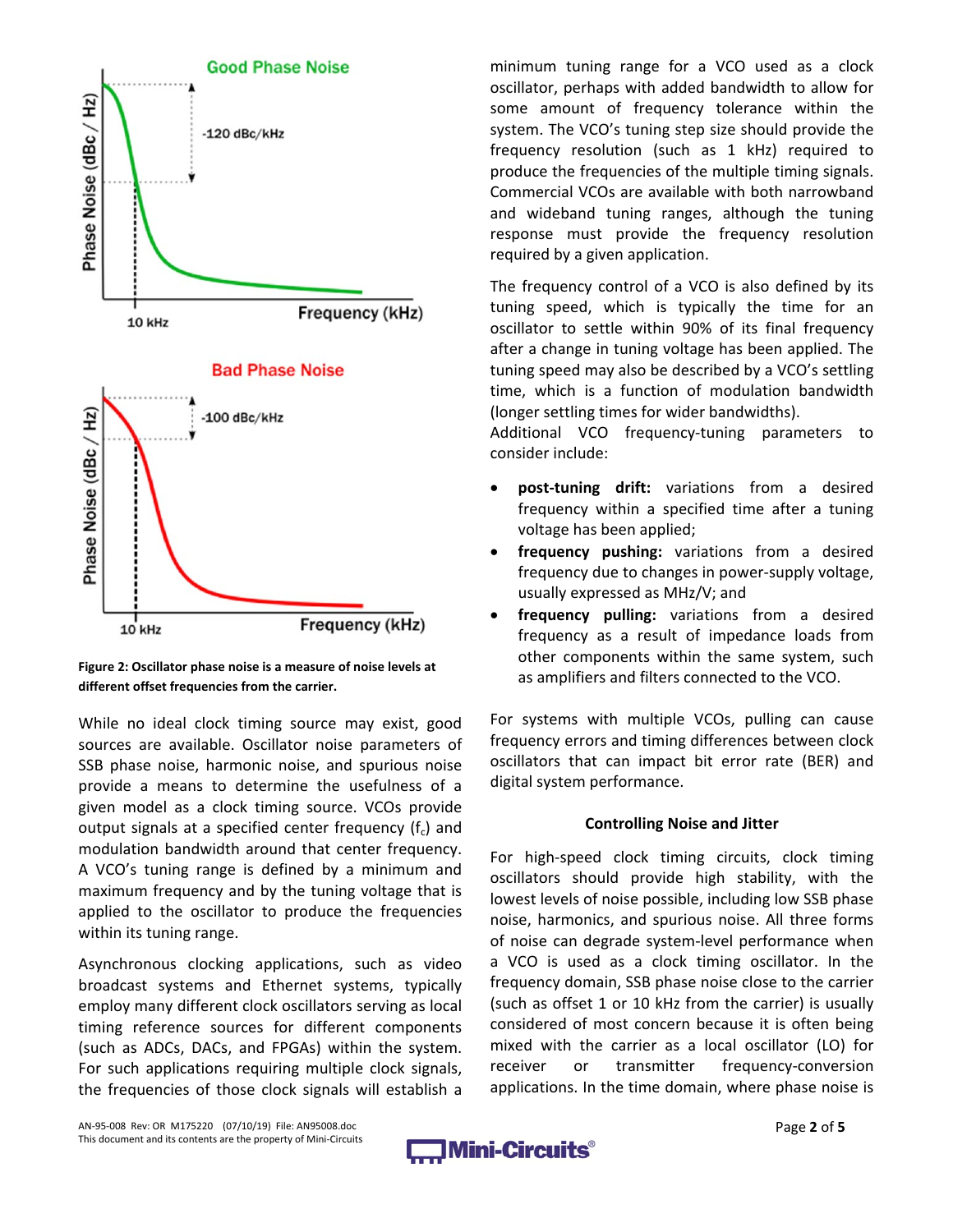Figure 2: Oscillator phase noise is a measure of noise levels at different offset frequencies from the carrier.

While no ideal clock timing source may exist, good sources are available. Oscillator noise parameters of SSB phase noise, harmonic noise, and spurious noise provide a means to determine the usefulness of a given model as a clock timing source. VCOs provide output signals at a specified center frequency ($f_c$) and modulation bandwidth around that center frequency. A VCO's tuning range is defined by a minimum and maximum frequency and by the tuning voltage that is applied to the oscillator to produce the frequencies within its tuning range.

Asynchronous clocking applications, such as video broadcast systems and Ethernet systems, typically employ many different clock oscillators serving as local timing reference sources for different components (such as ADCs, DACs, and FPGAs) within the system. For such applications requiring multiple clock signals, the frequencies of those clock signals will establish a minimum tuning range for a VCO used as a clock oscillator, perhaps with added bandwidth to allow for some amount of frequency tolerance within the system. The VCO's tuning step size should provide the frequency resolution (such as 1 kHz) required to produce the frequencies of the multiple timing signals. Commercial VCOs are available with both narrowband and wideband tuning ranges, although the tuning response must provide the frequency resolution required by a given application.

The frequency control of a VCO is also defined by its tuning speed, which is typically the time for an oscillator to settle within 90% of its final frequency after a change in tuning voltage has been applied. The tuning speed may also be described by a VCO's settling time, which is a function of modulation bandwidth (longer settling times for wider bandwidths).

Additional VCO frequency-tuning parameters to consider include:

- **post-tuning drift:** variations from a desired frequency within a specified time after a tuning voltage has been applied;
- **frequency pushing:** variations from a desired frequency due to changes in power-supply voltage, usually expressed as MHz/V; and
- **frequency pulling:** variations from a desired frequency as a result of impedance loads from other components within the same system, such as amplifiers and filters connected to the VCO.

For systems with multiple VCOs, pulling can cause frequency errors and timing differences between clock oscillators that can impact bit error rate (BER) and digital system performance.

### Controlling Noise and Jitter

For high-speed clock timing circuits, clock timing oscillators should provide high stability, with the lowest levels of noise possible, including low SSB phase noise, harmonics, and spurious noise. All three forms of noise can degrade system-level performance when a VCO is used as a clock timing oscillator. In the frequency domain, SSB phase noise close to the carrier (such as offset 1 or 10 kHz from the carrier) is usually considered of most concern because it is often being mixed with the carrier as a local oscillator (LO) for receiver or transmitter frequency-conversion applications. In the time domain, where phase noise is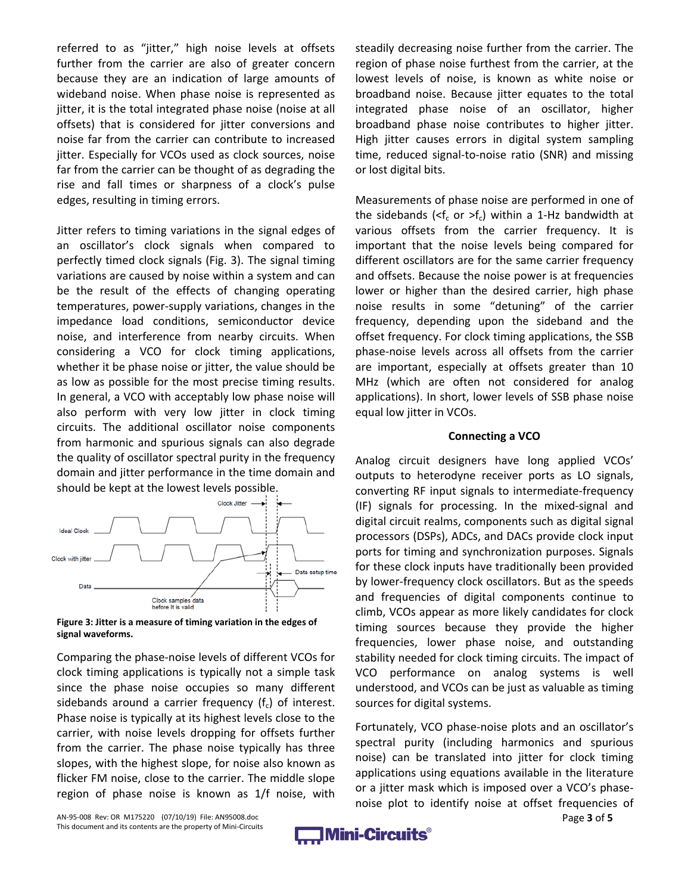referred to as "jitter," high noise levels at offsets further from the carrier are also of greater concern because they are an indication of large amounts of wideband noise. When phase noise is represented as jitter, it is the total integrated phase noise (noise at all offsets) that is considered for jitter conversions and noise far from the carrier can contribute to increased jitter. Especially for VCOs used as clock sources, noise far from the carrier can be thought of as degrading the rise and fall times or sharpness of a clock's pulse edges, resulting in timing errors.

Jitter refers to timing variations in the signal edges of an oscillator's clock signals when compared to perfectly timed clock signals (Fig. 3). The signal timing variations are caused by noise within a system and can be the result of the effects of changing operating temperatures, power-supply variations, changes in the impedance load conditions, semiconductor device noise, and interference from nearby circuits. When considering a VCO for clock timing applications, whether it be phase noise or jitter, the value should be as low as possible for the most precise timing results. In general, a VCO with acceptably low phase noise will also perform with very low jitter in clock timing circuits. The additional oscillator noise components from harmonic and spurious signals can also degrade the quality of oscillator spectral purity in the frequency domain and jitter performance in the time domain and should be kept at the lowest levels possible.

**Figure 3: Jitter is a measure of timing variation in the edges of signal waveforms.**

Comparing the phase-noise levels of different VCOs for clock timing applications is typically not a simple task since the phase noise occupies so many different sidebands around a carrier frequency ($f_c$) of interest. Phase noise is typically at its highest levels close to the carrier, with noise levels dropping for offsets further from the carrier. The phase noise typically has three slopes, with the highest slope, for noise also known as flicker FM noise, close to the carrier. The middle slope region of phase noise is known as 1/f noise, with steadily decreasing noise further from the carrier. The region of phase noise furthest from the carrier, at the lowest levels of noise, is known as white noise or broadband noise. Because jitter equates to the total integrated phase noise of an oscillator, higher broadband phase noise contributes to higher jitter. High jitter causes errors in digital system sampling time, reduced signal-to-noise ratio (SNR) and missing or lost digital bits.

Measurements of phase noise are performed in one of the sidebands ($<f_c$ or $>f_c$) within a 1-Hz bandwidth at various offsets from the carrier frequency. It is important that the noise levels being compared for different oscillators are for the same carrier frequency and offsets. Because the noise power is at frequencies lower or higher than the desired carrier, high phase noise results in some "detuning" of the carrier frequency, depending upon the sideband and the offset frequency. For clock timing applications, the SSB phase-noise levels across all offsets from the carrier are important, especially at offsets greater than 10 MHz (which are often not considered for analog applications). In short, lower levels of SSB phase noise equal low jitter in VCOs.

## Connecting a VCO

Analog circuit designers have long applied VCOs' outputs to heterodyne receiver ports as LO signals, converting RF input signals to intermediate-frequency (IF) signals for processing. In the mixed-signal and digital circuit realms, components such as digital signal processors (DSPs), ADCs, and DACs provide clock input ports for timing and synchronization purposes. Signals for these clock inputs have traditionally been provided by lower-frequency clock oscillators. But as the speeds and frequencies of digital components continue to climb, VCOs appear as more likely candidates for clock timing sources because they provide the higher frequencies, lower phase noise, and outstanding stability needed for clock timing circuits. The impact of VCO performance on analog systems is well understood, and VCOs can be just as valuable as timing sources for digital systems.

Fortunately, VCO phase-noise plots and an oscillator's spectral purity (including harmonics and spurious noise) can be translated into jitter for clock timing applications using equations available in the literature or a jitter mask which is imposed over a VCO's phase-noise plot to identify noise at offset frequencies of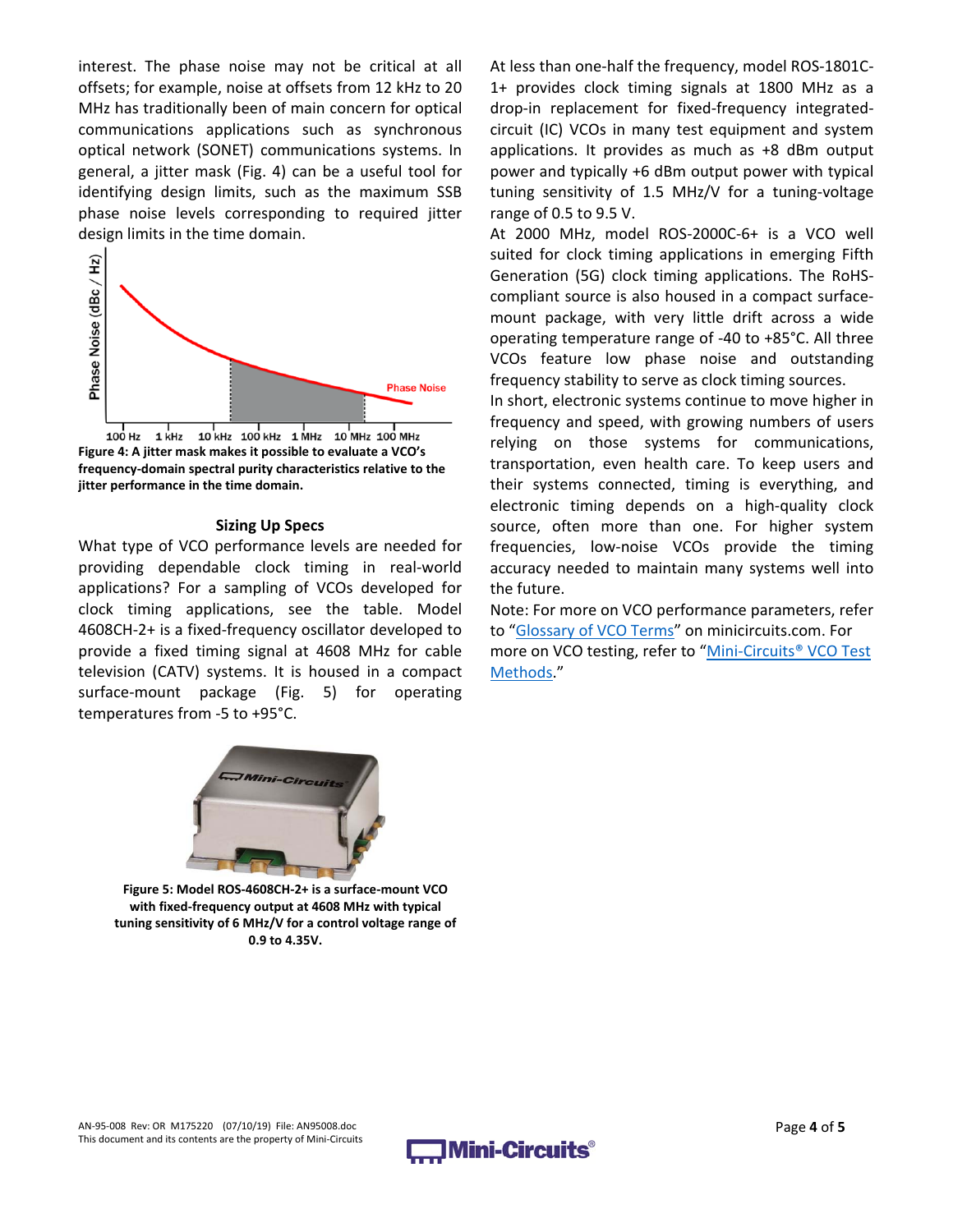interest. The phase noise may not be critical at all offsets; for example, noise at offsets from 12 kHz to 20 MHz has traditionally been of main concern for optical communications applications such as synchronous optical network (SONET) communications systems. In general, a jitter mask (Fig. 4) can be a useful tool for identifying design limits, such as the maximum SSB phase noise levels corresponding to required jitter design limits in the time domain.

**Figure 4: A jitter mask makes it possible to evaluate a VCO's frequency-domain spectral purity characteristics relative to the jitter performance in the time domain.**

### Sizing Up Specs

What type of VCO performance levels are needed for providing dependable clock timing in real-world applications? For a sampling of VCOs developed for clock timing applications, see the table. Model 4608CH-2+ is a fixed-frequency oscillator developed to provide a fixed timing signal at 4608 MHz for cable television (CATV) systems. It is housed in a compact surface-mount package (Fig. 5) for operating temperatures from -5 to +95°C.

**Figure 5: Model ROS-4608CH-2+ is a surface-mount VCO with fixed-frequency output at 4608 MHz with typical tuning sensitivity of 6 MHz/V for a control voltage range of 0.9 to 4.35V.**

At less than one-half the frequency, model ROS-1801C-1+ provides clock timing signals at 1800 MHz as a drop-in replacement for fixed-frequency integrated-circuit (IC) VCOs in many test equipment and system applications. It provides as much as +8 dBm output power and typically +6 dBm output power with typical tuning sensitivity of 1.5 MHz/V for a tuning-voltage range of 0.5 to 9.5 V.

At 2000 MHz, model ROS-2000C-6+ is a VCO well suited for clock timing applications in emerging Fifth Generation (5G) clock timing applications. The RoHS-compliant source is also housed in a compact surface-mount package, with very little drift across a wide operating temperature range of -40 to +85°C. All three VCOs feature low phase noise and outstanding frequency stability to serve as clock timing sources.

In short, electronic systems continue to move higher in frequency and speed, with growing numbers of users relying on those systems for communications, transportation, even health care. To keep users and their systems connected, timing is everything, and electronic timing depends on a high-quality clock source, often more than one. For higher system frequencies, low-noise VCOs provide the timing accuracy needed to maintain many systems well into the future.

Note: For more on VCO performance parameters, refer to "Glossary of VCO Terms" on minicircuits.com. For more on VCO testing, refer to "Mini-Circuits® VCO Test Methods."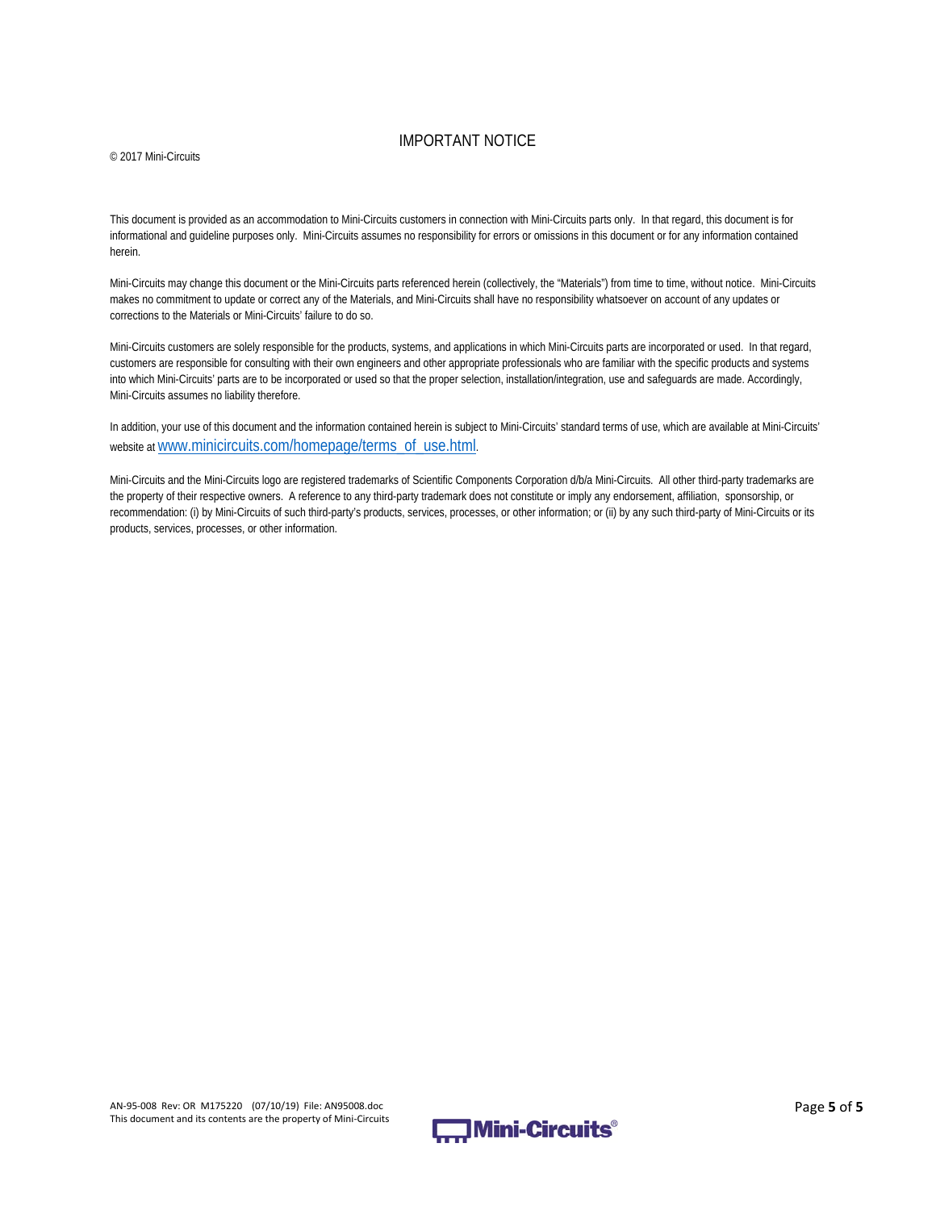# IMPORTANT NOTICE

© 2017 Mini-Circuits

This document is provided as an accommodation to Mini-Circuits customers in connection with Mini-Circuits parts only. In that regard, this document is for informational and guideline purposes only. Mini-Circuits assumes no responsibility for errors or omissions in this document or for any information contained herein.

Mini-Circuits may change this document or the Mini-Circuits parts referenced herein (collectively, the "Materials") from time to time, without notice. Mini-Circuits makes no commitment to update or correct any of the Materials, and Mini-Circuits shall have no responsibility whatsoever on account of any updates or corrections to the Materials or Mini-Circuits' failure to do so.

Mini-Circuits customers are solely responsible for the products, systems, and applications in which Mini-Circuits parts are incorporated or used. In that regard, customers are responsible for consulting with their own engineers and other appropriate professionals who are familiar with the specific products and systems into which Mini-Circuits' parts are to be incorporated or used so that the proper selection, installation/integration, use and safeguards are made. Accordingly, Mini-Circuits assumes no liability therefore.

In addition, your use of this document and the information contained herein is subject to Mini-Circuits' standard terms of use, which are available at Mini-Circuits' website at www.minicircuits.com/homepage/terms_of_use.html.

Mini-Circuits and the Mini-Circuits logo are registered trademarks of Scientific Components Corporation d/b/a Mini-Circuits. All other third-party trademarks are the property of their respective owners. A reference to any third-party trademark does not constitute or imply any endorsement, affiliation, sponsorship, or recommendation: (i) by Mini-Circuits of such third-party's products, services, processes, or other information; or (ii) by any such third-party of Mini-Circuits or its products, services, processes, or other information.